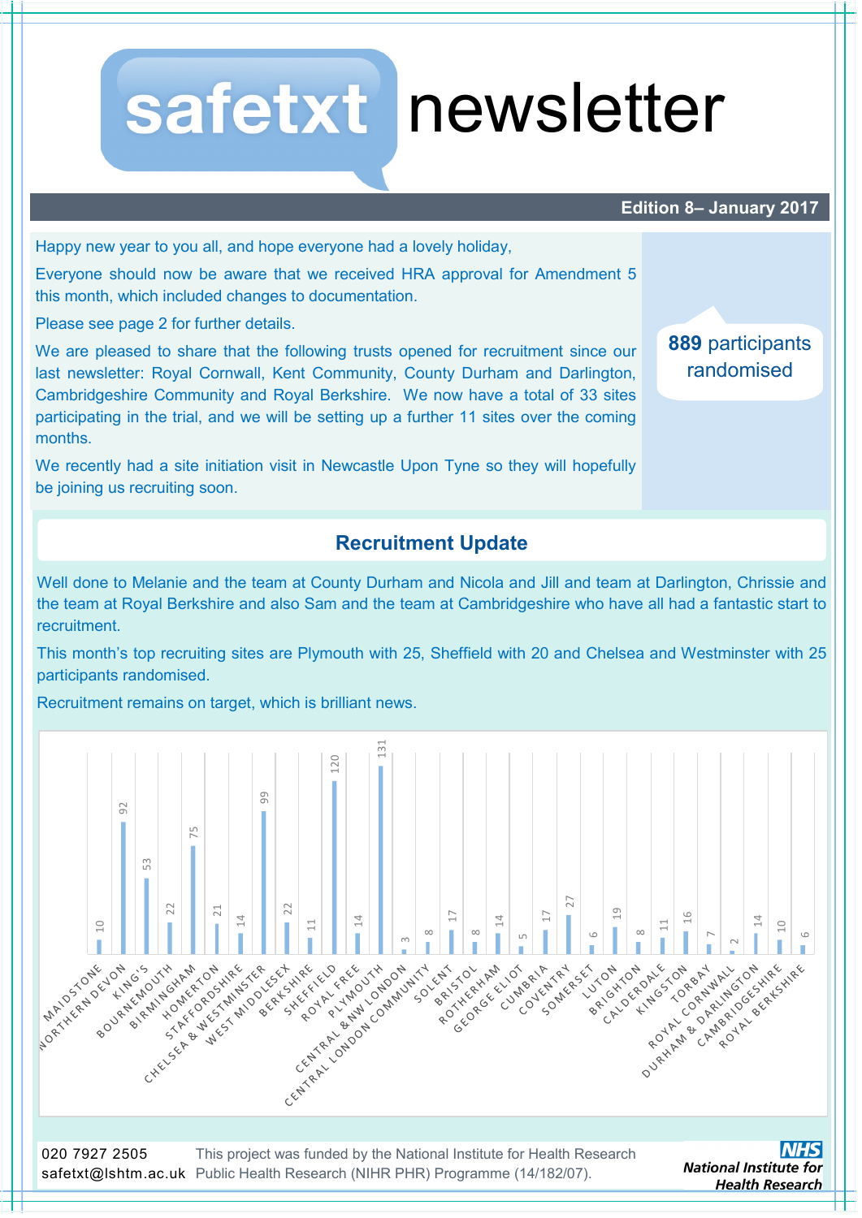# safetxt newsletter

**Edition 8– January 2017**

Happy new year to you all, and hope everyone had a lovely holiday,

Everyone should now be aware that we received HRA approval for Amendment 5 this month, which included changes to documentation.

Please see page 2 for further details.

We are pleased to share that the following trusts opened for recruitment since our last newsletter: Royal Cornwall, Kent Community, County Durham and Darlington, Cambridgeshire Community and Royal Berkshire. We now have a total of 33 sites participating in the trial, and we will be setting up a further 11 sites over the coming months.

We recently had a site initiation visit in Newcastle Upon Tyne so they will hopefully be joining us recruiting soon.

**889** participants randomised

## Recruitment Update

Well done to Melanie and the team at County Durham and Nicola and Jill and team at Darlington, Chrissie and the team at Royal Berkshire and also Sam and the team at Cambridgeshire who have all had a fantastic start to recruitment.

This month's top recruiting sites are Plymouth with 25, Sheffield with 20 and Chelsea and Westminster with 25 participants randomised.

Recruitment remains on target, which is brilliant news.

| Site | Participants |
|---|---|
| MAIDSTONE | 10 |
| NORTHERN DEVON | 92 |
| KING'S | 53 |
| BOURNEMOUTH | 22 |
| BIRMINGHAM | 75 |
| HOMERTON | 21 |
| STAFFORDSHIRE | 14 |
| CHELSEA & WESTMINSTER | 99 |
| WEST MIDDLESEX | 22 |
| BERKSHIRE | 11 |
| SHEFFIELD | 120 |
| ROYAL FREE | 14 |
| PLYMOUTH | 131 |
| CENTRAL & NW LONDON | 3 |
| CENTRAL LONDON COMMUNITY | 8 |
| SOLENT | 17 |
| BRISTOL | 8 |
| ROTHERHAM | 14 |
| GEORGE ELIOT | 5 |
| CUMBRIA | 17 |
| COVENTRY | 27 |
| SOMERSET | 6 |
| LUTON | 19 |
| BRIGHTON | 8 |
| CALDERDALE | 11 |
| KINGSTON | 16 |
| TORBAY | 7 |
| ROYAL CORNWALL | 2 |
| DURHAM & DARLINGTON | 14 |
| CAMBRIDGESHIRE | 10 |
| ROYAL BERKSHIRE | 6 |

020 7927 2505
safetxt@lshtm.ac.uk

This project was funded by the National Institute for Health Research Public Health Research (NIHR PHR) Programme (14/182/07).

NHS National Institute for Health Research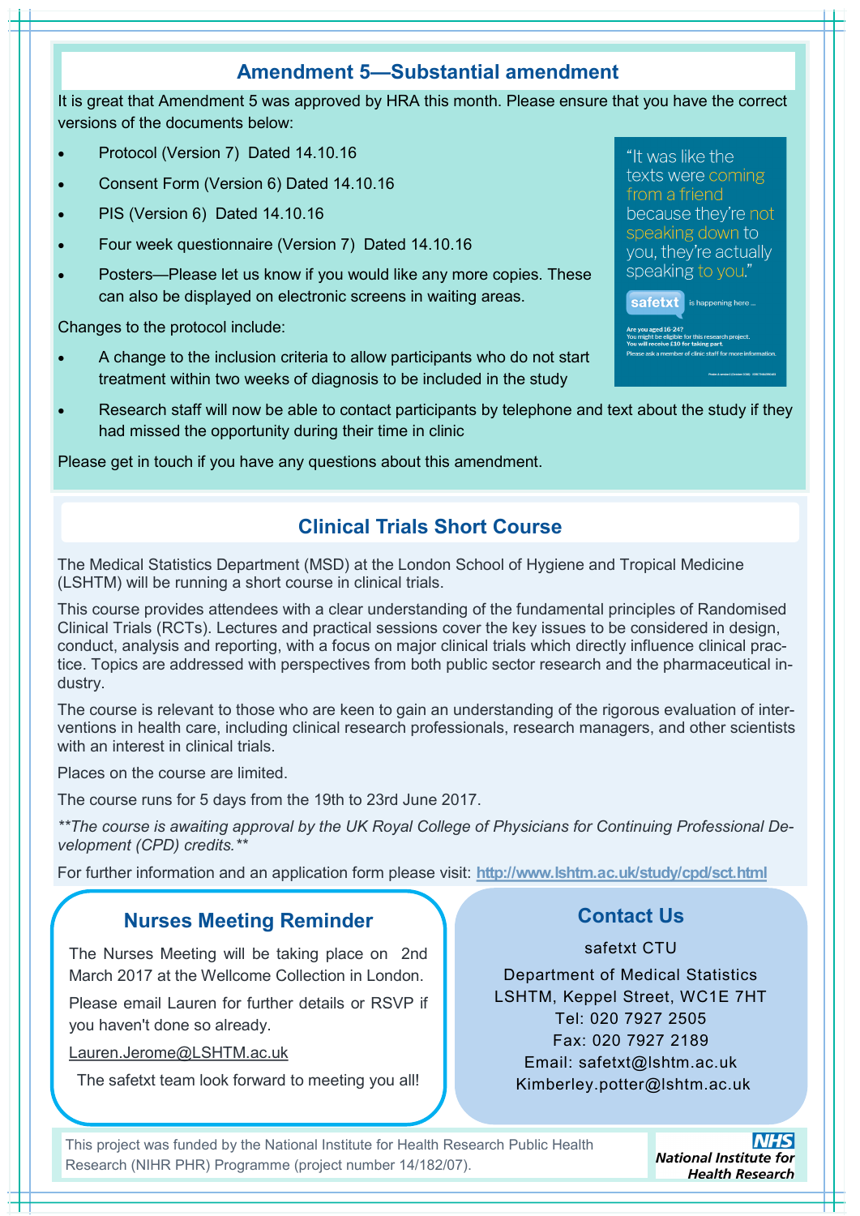## Amendment 5—Substantial amendment

It is great that Amendment 5 was approved by HRA this month. Please ensure that you have the correct versions of the documents below:

- Protocol (Version 7) Dated 14.10.16
- Consent Form (Version 6) Dated 14.10.16
- PIS (Version 6) Dated 14.10.16
- Four week questionnaire (Version 7) Dated 14.10.16
- Posters—Please let us know if you would like any more copies. These can also be displayed on electronic screens in waiting areas.

"It was like the texts were coming from a friend because they're not speaking down to you, they're actually speaking to you."

safetxt is happening here ...

Are you aged 16-24?
You might be eligible for this research project.
You will receive £10 for taking part.
Please ask a member of clinic staff for more information.

Changes to the protocol include:

- A change to the inclusion criteria to allow participants who do not start treatment within two weeks of diagnosis to be included in the study
- Research staff will now be able to contact participants by telephone and text about the study if they had missed the opportunity during their time in clinic

Please get in touch if you have any questions about this amendment.

## Clinical Trials Short Course

The Medical Statistics Department (MSD) at the London School of Hygiene and Tropical Medicine (LSHTM) will be running a short course in clinical trials.

This course provides attendees with a clear understanding of the fundamental principles of Randomised Clinical Trials (RCTs). Lectures and practical sessions cover the key issues to be considered in design, conduct, analysis and reporting, with a focus on major clinical trials which directly influence clinical practice. Topics are addressed with perspectives from both public sector research and the pharmaceutical industry.

The course is relevant to those who are keen to gain an understanding of the rigorous evaluation of interventions in health care, including clinical research professionals, research managers, and other scientists with an interest in clinical trials.

Places on the course are limited.

The course runs for 5 days from the 19th to 23rd June 2017.

*\*\*The course is awaiting approval by the UK Royal College of Physicians for Continuing Professional Development (CPD) credits.\*\**

For further information and an application form please visit: **http://www.lshtm.ac.uk/study/cpd/sct.html**

## Nurses Meeting Reminder

The Nurses Meeting will be taking place on 2nd March 2017 at the Wellcome Collection in London.

Please email Lauren for further details or RSVP if you haven't done so already.

Lauren.Jerome@LSHTM.ac.uk

The safetxt team look forward to meeting you all!

## Contact Us

safetxt CTU

Department of Medical Statistics
LSHTM, Keppel Street, WC1E 7HT
Tel: 020 7927 2505
Fax: 020 7927 2189
Email: safetxt@lshtm.ac.uk
Kimberley.potter@lshtm.ac.uk

This project was funded by the National Institute for Health Research Public Health Research (NIHR PHR) Programme (project number 14/182/07).

NHS National Institute for Health Research